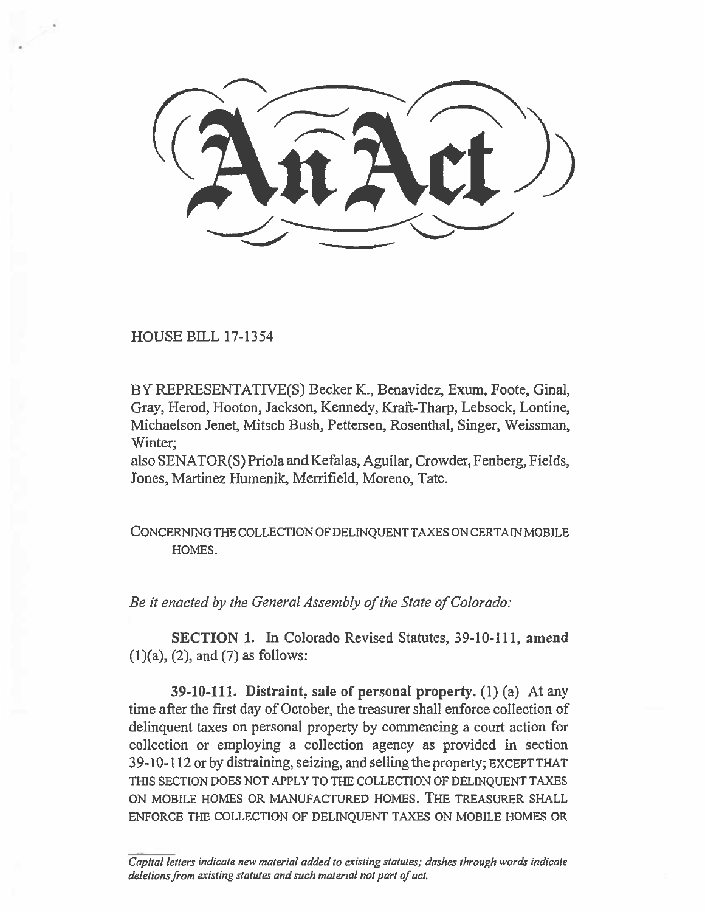# An Act

HOUSE BILL 17-1354

BY REPRESENTATIVE(S) Becker K., Benavidez, Exum, Foote, Ginal, Gray, Herod, Hooton, Jackson, Kennedy, Kraft-Tharp, Lebsock, Lontine, Michaelson Jenet, Mitsch Bush, Pettersen, Rosenthal, Singer, Weissman, Winter;
also SENATOR(S) Priola and Kefalas, Aguilar, Crowder, Fenberg, Fields, Jones, Martinez Humenik, Merrifield, Moreno, Tate.

CONCERNING THE COLLECTION OF DELINQUENT TAXES ON CERTAIN MOBILE HOMES.

*Be it enacted by the General Assembly of the State of Colorado:*

**SECTION 1.** In Colorado Revised Statutes, 39-10-111, **amend** (1)(a), (2), and (7) as follows:

**39-10-111. Distraint, sale of personal property.** (1) (a) At any time after the first day of October, the treasurer shall enforce collection of delinquent taxes on personal property by commencing a court action for collection or employing a collection agency as provided in section 39-10-112 or by distraining, seizing, and selling the property; EXCEPT THAT THIS SECTION DOES NOT APPLY TO THE COLLECTION OF DELINQUENT TAXES ON MOBILE HOMES OR MANUFACTURED HOMES. THE TREASURER SHALL ENFORCE THE COLLECTION OF DELINQUENT TAXES ON MOBILE HOMES OR

*Capital letters indicate new material added to existing statutes; dashes through words indicate deletions from existing statutes and such material not part of act.*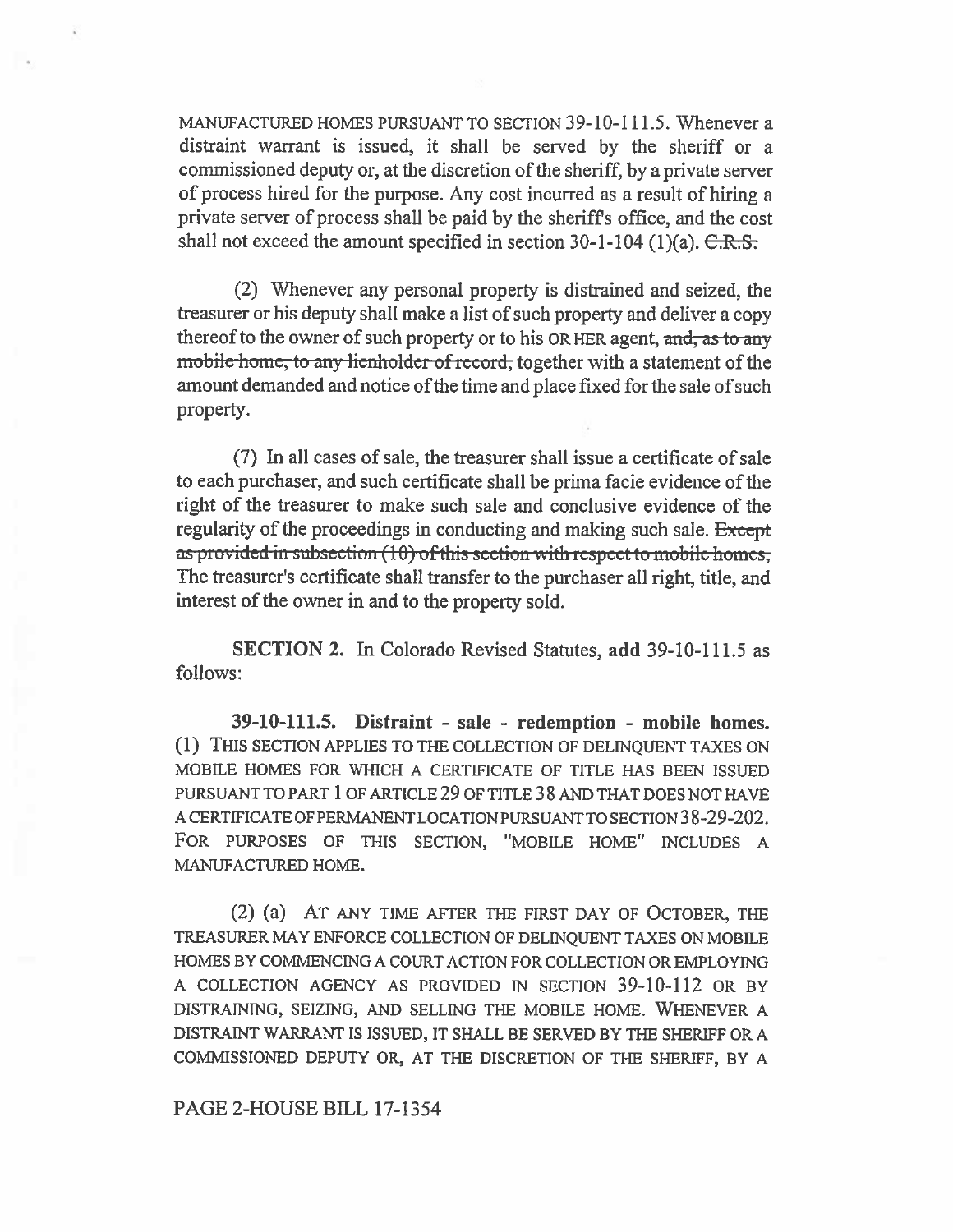MANUFACTURED HOMES PURSUANT TO SECTION 39-10-111.5. Whenever a distraint warrant is issued, it shall be served by the sheriff or a commissioned deputy or, at the discretion of the sheriff, by a private server of process hired for the purpose. Any cost incurred as a result of hiring a private server of process shall be paid by the sheriff's office, and the cost shall not exceed the amount specified in section 30-1-104 (1)(a). ~~C.R.S.~~

(2) Whenever any personal property is distrained and seized, the treasurer or his deputy shall make a list of such property and deliver a copy thereof to the owner of such property or to his OR HER agent, ~~and, as to any mobile home, to any lienholder of record,~~ together with a statement of the amount demanded and notice of the time and place fixed for the sale of such property.

(7) In all cases of sale, the treasurer shall issue a certificate of sale to each purchaser, and such certificate shall be prima facie evidence of the right of the treasurer to make such sale and conclusive evidence of the regularity of the proceedings in conducting and making such sale. ~~Except as provided in subsection (10) of this section with respect to mobile homes,~~ The treasurer's certificate shall transfer to the purchaser all right, title, and interest of the owner in and to the property sold.

**SECTION 2.** In Colorado Revised Statutes, **add** 39-10-111.5 as follows:

**39-10-111.5. Distraint - sale - redemption - mobile homes.** (1) THIS SECTION APPLIES TO THE COLLECTION OF DELINQUENT TAXES ON MOBILE HOMES FOR WHICH A CERTIFICATE OF TITLE HAS BEEN ISSUED PURSUANT TO PART 1 OF ARTICLE 29 OF TITLE 38 AND THAT DOES NOT HAVE A CERTIFICATE OF PERMANENT LOCATION PURSUANT TO SECTION 38-29-202. FOR PURPOSES OF THIS SECTION, "MOBILE HOME" INCLUDES A MANUFACTURED HOME.

(2) (a) AT ANY TIME AFTER THE FIRST DAY OF OCTOBER, THE TREASURER MAY ENFORCE COLLECTION OF DELINQUENT TAXES ON MOBILE HOMES BY COMMENCING A COURT ACTION FOR COLLECTION OR EMPLOYING A COLLECTION AGENCY AS PROVIDED IN SECTION 39-10-112 OR BY DISTRAINING, SEIZING, AND SELLING THE MOBILE HOME. WHENEVER A DISTRAINT WARRANT IS ISSUED, IT SHALL BE SERVED BY THE SHERIFF OR A COMMISSIONED DEPUTY OR, AT THE DISCRETION OF THE SHERIFF, BY A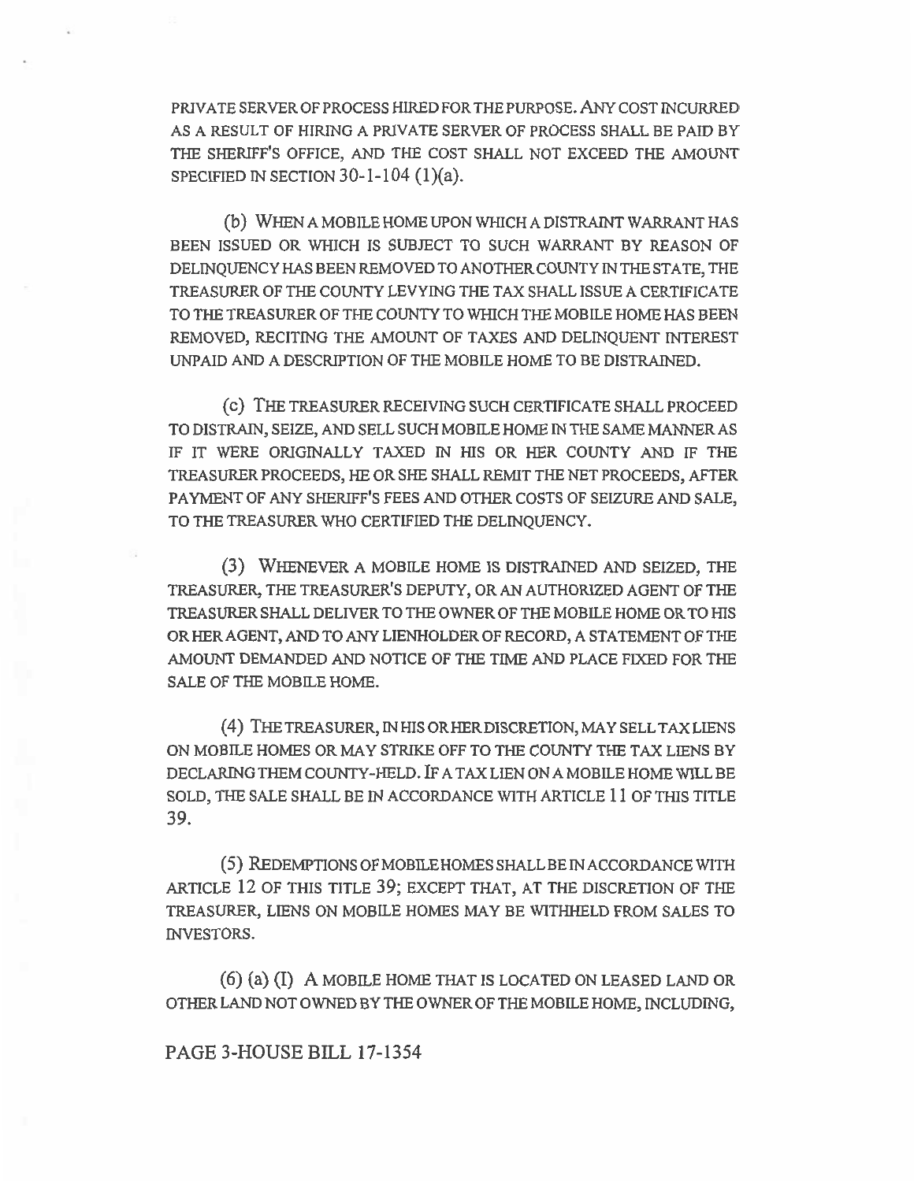PRIVATE SERVER OF PROCESS HIRED FOR THE PURPOSE. ANY COST INCURRED AS A RESULT OF HIRING A PRIVATE SERVER OF PROCESS SHALL BE PAID BY THE SHERIFF'S OFFICE, AND THE COST SHALL NOT EXCEED THE AMOUNT SPECIFIED IN SECTION 30-1-104 (1)(a).

(b) WHEN A MOBILE HOME UPON WHICH A DISTRAINT WARRANT HAS BEEN ISSUED OR WHICH IS SUBJECT TO SUCH WARRANT BY REASON OF DELINQUENCY HAS BEEN REMOVED TO ANOTHER COUNTY IN THE STATE, THE TREASURER OF THE COUNTY LEVYING THE TAX SHALL ISSUE A CERTIFICATE TO THE TREASURER OF THE COUNTY TO WHICH THE MOBILE HOME HAS BEEN REMOVED, RECITING THE AMOUNT OF TAXES AND DELINQUENT INTEREST UNPAID AND A DESCRIPTION OF THE MOBILE HOME TO BE DISTRAINED.

(c) THE TREASURER RECEIVING SUCH CERTIFICATE SHALL PROCEED TO DISTRAIN, SEIZE, AND SELL SUCH MOBILE HOME IN THE SAME MANNER AS IF IT WERE ORIGINALLY TAXED IN HIS OR HER COUNTY AND IF THE TREASURER PROCEEDS, HE OR SHE SHALL REMIT THE NET PROCEEDS, AFTER PAYMENT OF ANY SHERIFF'S FEES AND OTHER COSTS OF SEIZURE AND SALE, TO THE TREASURER WHO CERTIFIED THE DELINQUENCY.

(3) WHENEVER A MOBILE HOME IS DISTRAINED AND SEIZED, THE TREASURER, THE TREASURER'S DEPUTY, OR AN AUTHORIZED AGENT OF THE TREASURER SHALL DELIVER TO THE OWNER OF THE MOBILE HOME OR TO HIS OR HER AGENT, AND TO ANY LIENHOLDER OF RECORD, A STATEMENT OF THE AMOUNT DEMANDED AND NOTICE OF THE TIME AND PLACE FIXED FOR THE SALE OF THE MOBILE HOME.

(4) THE TREASURER, IN HIS OR HER DISCRETION, MAY SELL TAX LIENS ON MOBILE HOMES OR MAY STRIKE OFF TO THE COUNTY THE TAX LIENS BY DECLARING THEM COUNTY-HELD. IF A TAX LIEN ON A MOBILE HOME WILL BE SOLD, THE SALE SHALL BE IN ACCORDANCE WITH ARTICLE 11 OF THIS TITLE 39.

(5) REDEMPTIONS OF MOBILE HOMES SHALL BE IN ACCORDANCE WITH ARTICLE 12 OF THIS TITLE 39; EXCEPT THAT, AT THE DISCRETION OF THE TREASURER, LIENS ON MOBILE HOMES MAY BE WITHHELD FROM SALES TO INVESTORS.

(6) (a) (I) A MOBILE HOME THAT IS LOCATED ON LEASED LAND OR OTHER LAND NOT OWNED BY THE OWNER OF THE MOBILE HOME, INCLUDING,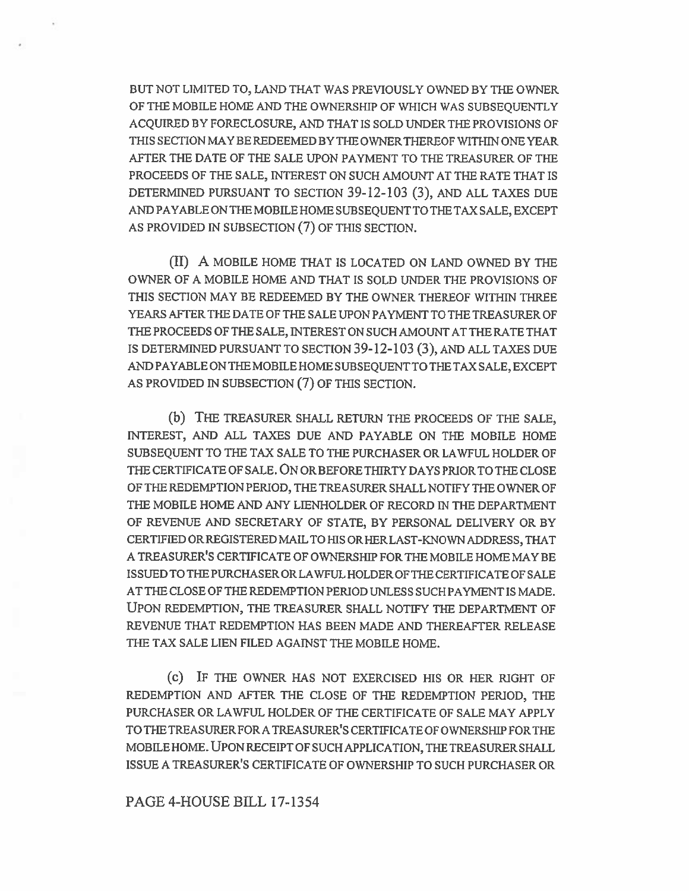BUT NOT LIMITED TO, LAND THAT WAS PREVIOUSLY OWNED BY THE OWNER OF THE MOBILE HOME AND THE OWNERSHIP OF WHICH WAS SUBSEQUENTLY ACQUIRED BY FORECLOSURE, AND THAT IS SOLD UNDER THE PROVISIONS OF THIS SECTION MAY BE REDEEMED BY THE OWNER THEREOF WITHIN ONE YEAR AFTER THE DATE OF THE SALE UPON PAYMENT TO THE TREASURER OF THE PROCEEDS OF THE SALE, INTEREST ON SUCH AMOUNT AT THE RATE THAT IS DETERMINED PURSUANT TO SECTION 39-12-103 (3), AND ALL TAXES DUE AND PAYABLE ON THE MOBILE HOME SUBSEQUENT TO THE TAX SALE, EXCEPT AS PROVIDED IN SUBSECTION (7) OF THIS SECTION.

(II) A MOBILE HOME THAT IS LOCATED ON LAND OWNED BY THE OWNER OF A MOBILE HOME AND THAT IS SOLD UNDER THE PROVISIONS OF THIS SECTION MAY BE REDEEMED BY THE OWNER THEREOF WITHIN THREE YEARS AFTER THE DATE OF THE SALE UPON PAYMENT TO THE TREASURER OF THE PROCEEDS OF THE SALE, INTEREST ON SUCH AMOUNT AT THE RATE THAT IS DETERMINED PURSUANT TO SECTION 39-12-103 (3), AND ALL TAXES DUE AND PAYABLE ON THE MOBILE HOME SUBSEQUENT TO THE TAX SALE, EXCEPT AS PROVIDED IN SUBSECTION (7) OF THIS SECTION.

(b) THE TREASURER SHALL RETURN THE PROCEEDS OF THE SALE, INTEREST, AND ALL TAXES DUE AND PAYABLE ON THE MOBILE HOME SUBSEQUENT TO THE TAX SALE TO THE PURCHASER OR LAWFUL HOLDER OF THE CERTIFICATE OF SALE. ON OR BEFORE THIRTY DAYS PRIOR TO THE CLOSE OF THE REDEMPTION PERIOD, THE TREASURER SHALL NOTIFY THE OWNER OF THE MOBILE HOME AND ANY LIENHOLDER OF RECORD IN THE DEPARTMENT OF REVENUE AND SECRETARY OF STATE, BY PERSONAL DELIVERY OR BY CERTIFIED OR REGISTERED MAIL TO HIS OR HER LAST-KNOWN ADDRESS, THAT A TREASURER'S CERTIFICATE OF OWNERSHIP FOR THE MOBILE HOME MAY BE ISSUED TO THE PURCHASER OR LAWFUL HOLDER OF THE CERTIFICATE OF SALE AT THE CLOSE OF THE REDEMPTION PERIOD UNLESS SUCH PAYMENT IS MADE. UPON REDEMPTION, THE TREASURER SHALL NOTIFY THE DEPARTMENT OF REVENUE THAT REDEMPTION HAS BEEN MADE AND THEREAFTER RELEASE THE TAX SALE LIEN FILED AGAINST THE MOBILE HOME.

(c) IF THE OWNER HAS NOT EXERCISED HIS OR HER RIGHT OF REDEMPTION AND AFTER THE CLOSE OF THE REDEMPTION PERIOD, THE PURCHASER OR LAWFUL HOLDER OF THE CERTIFICATE OF SALE MAY APPLY TO THE TREASURER FOR A TREASURER'S CERTIFICATE OF OWNERSHIP FOR THE MOBILE HOME. UPON RECEIPT OF SUCH APPLICATION, THE TREASURER SHALL ISSUE A TREASURER'S CERTIFICATE OF OWNERSHIP TO SUCH PURCHASER OR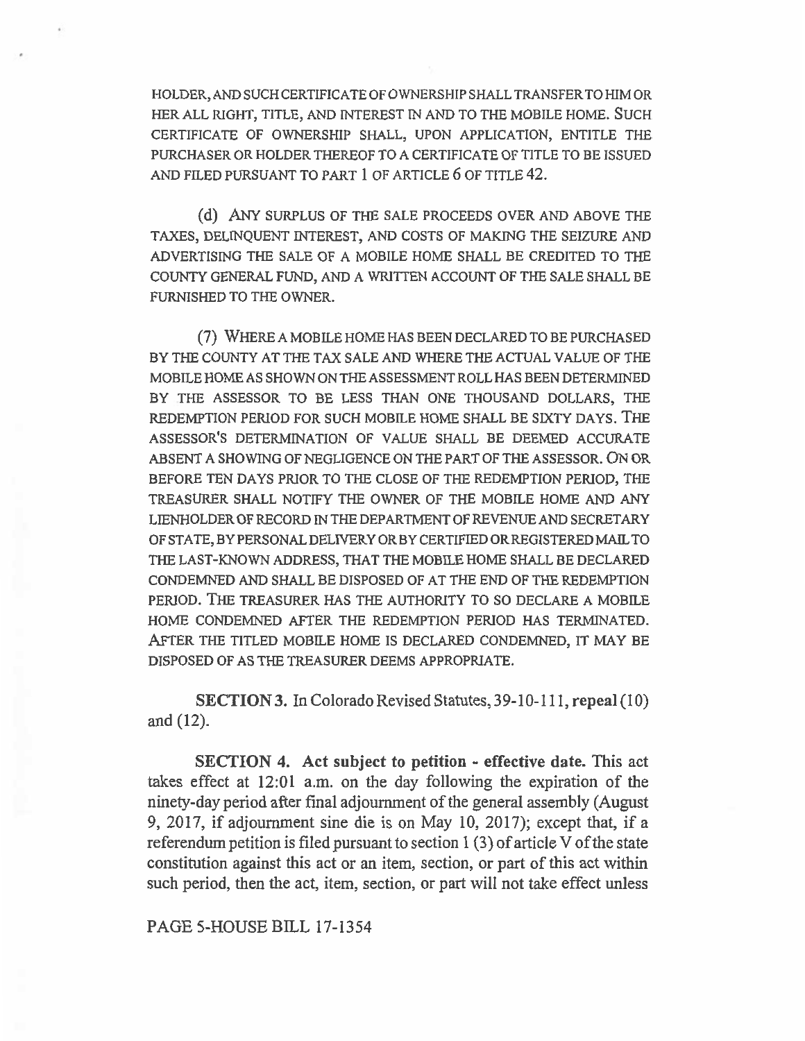HOLDER, AND SUCH CERTIFICATE OF OWNERSHIP SHALL TRANSFER TO HIM OR HER ALL RIGHT, TITLE, AND INTEREST IN AND TO THE MOBILE HOME. SUCH CERTIFICATE OF OWNERSHIP SHALL, UPON APPLICATION, ENTITLE THE PURCHASER OR HOLDER THEREOF TO A CERTIFICATE OF TITLE TO BE ISSUED AND FILED PURSUANT TO PART 1 OF ARTICLE 6 OF TITLE 42.

(d) ANY SURPLUS OF THE SALE PROCEEDS OVER AND ABOVE THE TAXES, DELINQUENT INTEREST, AND COSTS OF MAKING THE SEIZURE AND ADVERTISING THE SALE OF A MOBILE HOME SHALL BE CREDITED TO THE COUNTY GENERAL FUND, AND A WRITTEN ACCOUNT OF THE SALE SHALL BE FURNISHED TO THE OWNER.

(7) WHERE A MOBILE HOME HAS BEEN DECLARED TO BE PURCHASED BY THE COUNTY AT THE TAX SALE AND WHERE THE ACTUAL VALUE OF THE MOBILE HOME AS SHOWN ON THE ASSESSMENT ROLL HAS BEEN DETERMINED BY THE ASSESSOR TO BE LESS THAN ONE THOUSAND DOLLARS, THE REDEMPTION PERIOD FOR SUCH MOBILE HOME SHALL BE SIXTY DAYS. THE ASSESSOR'S DETERMINATION OF VALUE SHALL BE DEEMED ACCURATE ABSENT A SHOWING OF NEGLIGENCE ON THE PART OF THE ASSESSOR. ON OR BEFORE TEN DAYS PRIOR TO THE CLOSE OF THE REDEMPTION PERIOD, THE TREASURER SHALL NOTIFY THE OWNER OF THE MOBILE HOME AND ANY LIENHOLDER OF RECORD IN THE DEPARTMENT OF REVENUE AND SECRETARY OF STATE, BY PERSONAL DELIVERY OR BY CERTIFIED OR REGISTERED MAIL TO THE LAST-KNOWN ADDRESS, THAT THE MOBILE HOME SHALL BE DECLARED CONDEMNED AND SHALL BE DISPOSED OF AT THE END OF THE REDEMPTION PERIOD. THE TREASURER HAS THE AUTHORITY TO SO DECLARE A MOBILE HOME CONDEMNED AFTER THE REDEMPTION PERIOD HAS TERMINATED. AFTER THE TITLED MOBILE HOME IS DECLARED CONDEMNED, IT MAY BE DISPOSED OF AS THE TREASURER DEEMS APPROPRIATE.

**SECTION 3.** In Colorado Revised Statutes, 39-10-111, **repeal** (10) and (12).

**SECTION 4. Act subject to petition - effective date.** This act takes effect at 12:01 a.m. on the day following the expiration of the ninety-day period after final adjournment of the general assembly (August 9, 2017, if adjournment sine die is on May 10, 2017); except that, if a referendum petition is filed pursuant to section 1 (3) of article V of the state constitution against this act or an item, section, or part of this act within such period, then the act, item, section, or part will not take effect unless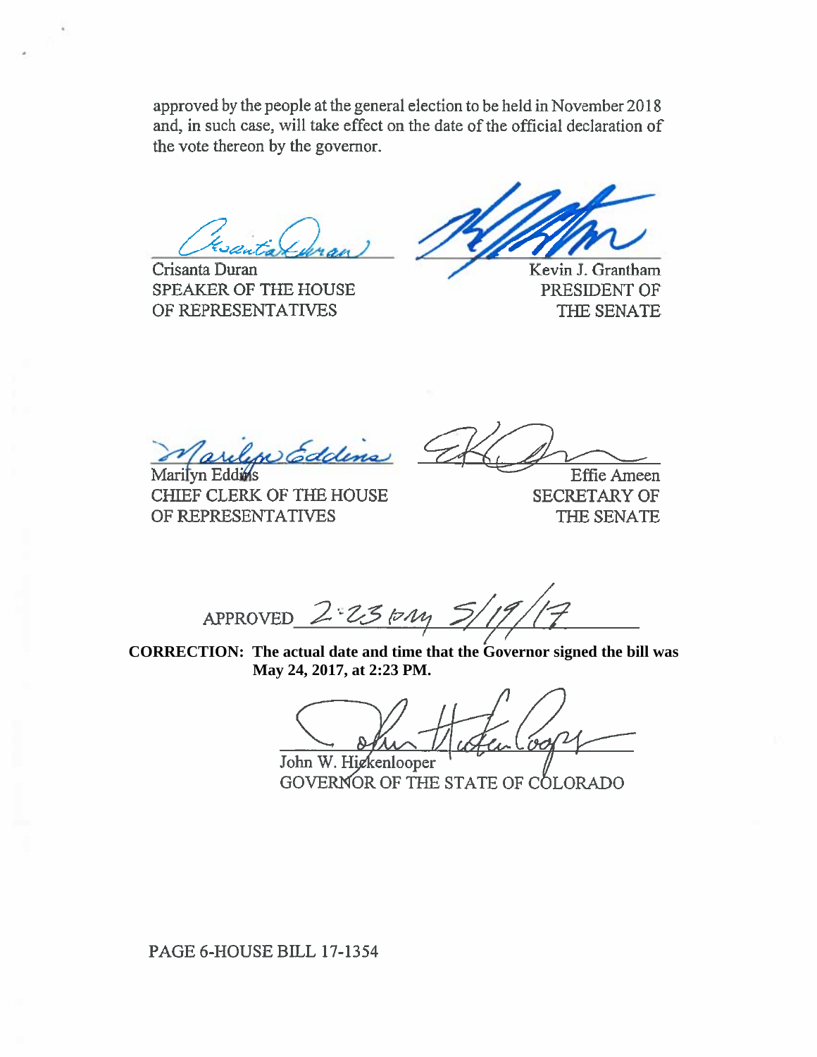approved by the people at the general election to be held in November 2018 and, in such case, will take effect on the date of the official declaration of the vote thereon by the governor.

Crisanta Duran
SPEAKER OF THE HOUSE
OF REPRESENTATIVES

Kevin J. Grantham
PRESIDENT OF
THE SENATE

Marilyn Eddins
CHIEF CLERK OF THE HOUSE
OF REPRESENTATIVES

Effie Ameen
SECRETARY OF
THE SENATE

APPROVED 2:23 pm 5/19/17

**CORRECTION: The actual date and time that the Governor signed the bill was May 24, 2017, at 2:23 PM.**

John W. Hickenlooper
GOVERNOR OF THE STATE OF COLORADO

PAGE 6-HOUSE BILL 17-1354